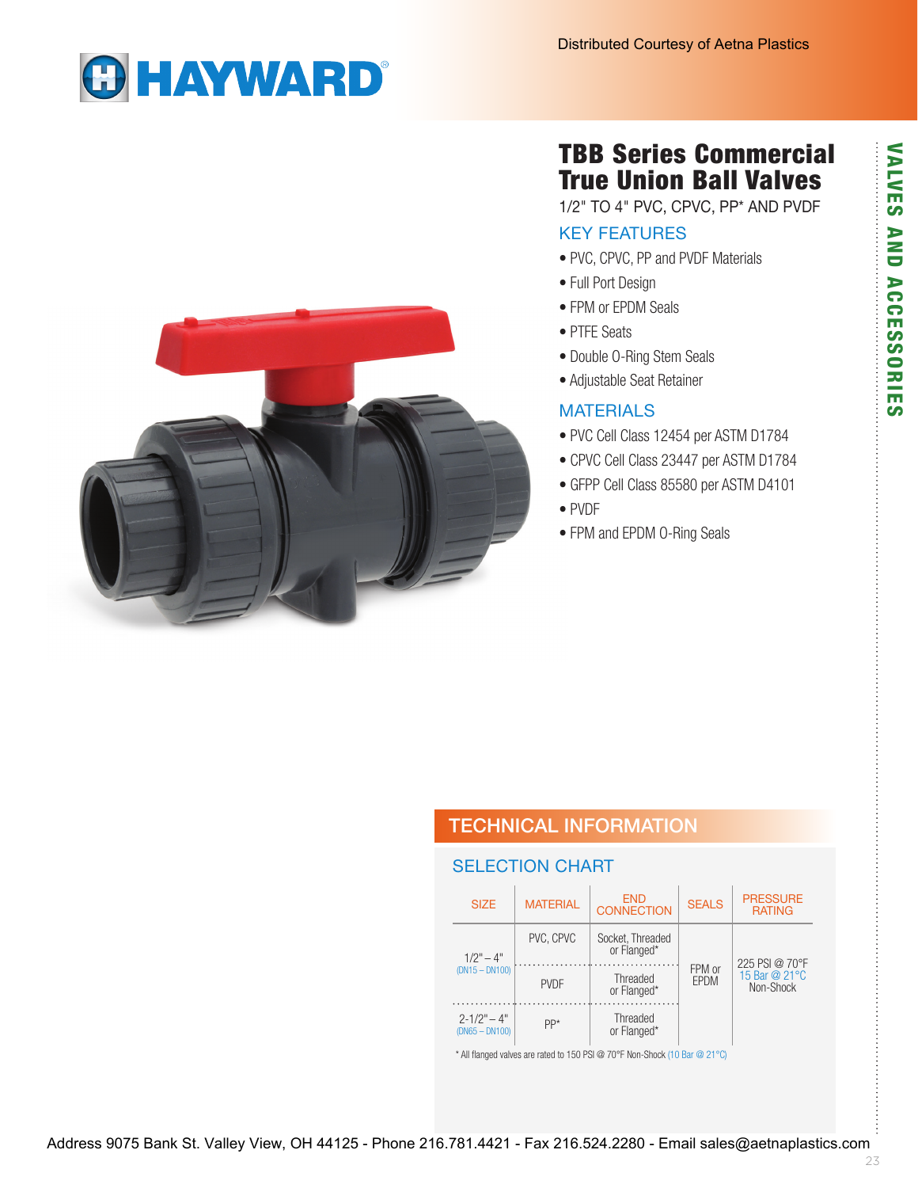Distributed Courtesy of Aetna Plastics

# HAYWARD

VALVES AND ACCESSORIES

## TBB Series Commercial True Union Ball Valves

1/2" TO 4" PVC, CPVC, PP* AND PVDF

### KEY FEATURES

- PVC, CPVC, PP and PVDF Materials
- Full Port Design
- FPM or EPDM Seals
- PTFE Seats
- Double O-Ring Stem Seals
- Adjustable Seat Retainer

### MATERIALS

- PVC Cell Class 12454 per ASTM D1784
- CPVC Cell Class 23447 per ASTM D1784
- GFPP Cell Class 85580 per ASTM D4101
- PVDF
- FPM and EPDM O-Ring Seals

## TECHNICAL INFORMATION

### SELECTION CHART

| SIZE | MATERIAL | END CONNECTION | SEALS | PRESSURE RATING |
|---|---|---|---|---|
| 1/2" – 4" (DN15 – DN100) | PVC, CPVC | Socket, Threaded or Flanged* | FPM or EPDM | 225 PSI @ 70°F 15 Bar @ 21°C Non-Shock |
| | PVDF | Threaded or Flanged* | | |
| 2-1/2" – 4" (DN65 – DN100) | PP* | Threaded or Flanged* | | |

* All flanged valves are rated to 150 PSI @ 70°F Non-Shock (10 Bar @ 21°C)

Address 9075 Bank St. Valley View, OH 44125 - Phone 216.781.4421 - Fax 216.524.2280 - Email sales@aetnaplastics.com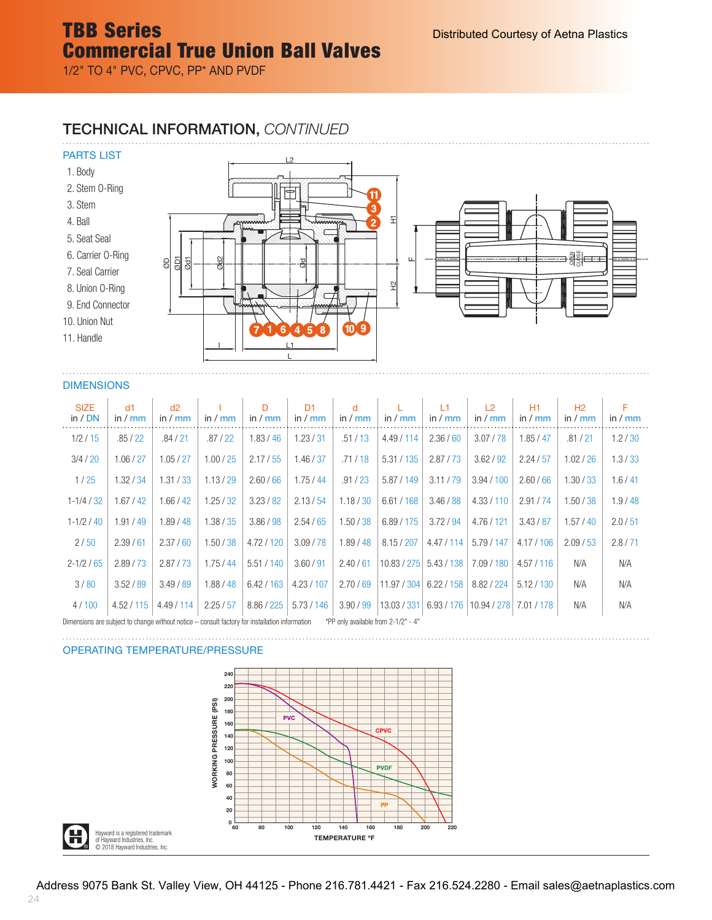# TBB Series Commercial True Union Ball Valves

1/2" TO 4" PVC, CPVC, PP* AND PVDF

Distributed Courtesy of Aetna Plastics

## TECHNICAL INFORMATION, *CONTINUED*

### PARTS LIST

1. Body
2. Stem O-Ring
3. Stem
4. Ball
5. Seat Seal
6. Carrier O-Ring
7. Seal Carrier
8. Union O-Ring
9. End Connector
10. Union Nut
11. Handle

L2
H1
F
H2
ØD
ØD1
Ød1
Ød2
Ød
l
L1
L
OPEN
CLOSE

### DIMENSIONS

| SIZE in / DN | d1 in / mm | d2 in / mm | l in / mm | D in / mm | D1 in / mm | d in / mm | L in / mm | L1 in / mm | L2 in / mm | H1 in / mm | H2 in / mm | F in / mm |
|---|---|---|---|---|---|---|---|---|---|---|---|---|
| 1/2 / 15 | .85 / 22 | .84 / 21 | .87 / 22 | 1.83 / 46 | 1.23 / 31 | .51 / 13 | 4.49 / 114 | 2.36 / 60 | 3.07 / 78 | 1.85 / 47 | .81 / 21 | 1.2 / 30 |
| 3/4 / 20 | 1.06 / 27 | 1.05 / 27 | 1.00 / 25 | 2.17 / 55 | 1.46 / 37 | .71 / 18 | 5.31 / 135 | 2.87 / 73 | 3.62 / 92 | 2.24 / 57 | 1.02 / 26 | 1.3 / 33 |
| 1 / 25 | 1.32 / 34 | 1.31 / 33 | 1.13 / 29 | 2.60 / 66 | 1.75 / 44 | .91 / 23 | 5.87 / 149 | 3.11 / 79 | 3.94 / 100 | 2.60 / 66 | 1.30 / 33 | 1.6 / 41 |
| 1-1/4 / 32 | 1.67 / 42 | 1.66 / 42 | 1.25 / 32 | 3.23 / 82 | 2.13 / 54 | 1.18 / 30 | 6.61 / 168 | 3.46 / 88 | 4.33 / 110 | 2.91 / 74 | 1.50 / 38 | 1.9 / 48 |
| 1-1/2 / 40 | 1.91 / 49 | 1.89 / 48 | 1.38 / 35 | 3.86 / 98 | 2.54 / 65 | 1.50 / 38 | 6.89 / 175 | 3.72 / 94 | 4.76 / 121 | 3.43 / 87 | 1.57 / 40 | 2.0 / 51 |
| 2 / 50 | 2.39 / 61 | 2.37 / 60 | 1.50 / 38 | 4.72 / 120 | 3.09 / 78 | 1.89 / 48 | 8.15 / 207 | 4.47 / 114 | 5.79 / 147 | 4.17 / 106 | 2.09 / 53 | 2.8 / 71 |
| 2-1/2 / 65 | 2.89 / 73 | 2.87 / 73 | 1.75 / 44 | 5.51 / 140 | 3.60 / 91 | 2.40 / 61 | 10.83 / 275 | 5.43 / 138 | 7.09 / 180 | 4.57 / 116 | N/A | N/A |
| 3 / 80 | 3.52 / 89 | 3.49 / 89 | 1.88 / 48 | 6.42 / 163 | 4.23 / 107 | 2.70 / 69 | 11.97 / 304 | 6.22 / 158 | 8.82 / 224 | 5.12 / 130 | N/A | N/A |
| 4 / 100 | 4.52 / 115 | 4.49 / 114 | 2.25 / 57 | 8.86 / 225 | 5.73 / 146 | 3.90 / 99 | 13.03 / 331 | 6.93 / 176 | 10.94 / 278 | 7.01 / 178 | N/A | N/A |

Dimensions are subject to change without notice – consult factory for installation information     *PP only available from 2-1/2" - 4"

### OPERATING TEMPERATURE/PRESSURE

WORKING PRESSURE (PSI)
0
20
40
60
80
100
120
140
160
180
200
220
240

TEMPERATURE °F
60
80
100
120
140
160
180
200
220

PVC
CPVC
PVDF
PP

Hayward is a registered trademark of Hayward Industries, Inc.
© 2018 Hayward Industries, Inc.

Address 9075 Bank St. Valley View, OH 44125 - Phone 216.781.4421 - Fax 216.524.2280 - Email sales@aetnaplastics.com